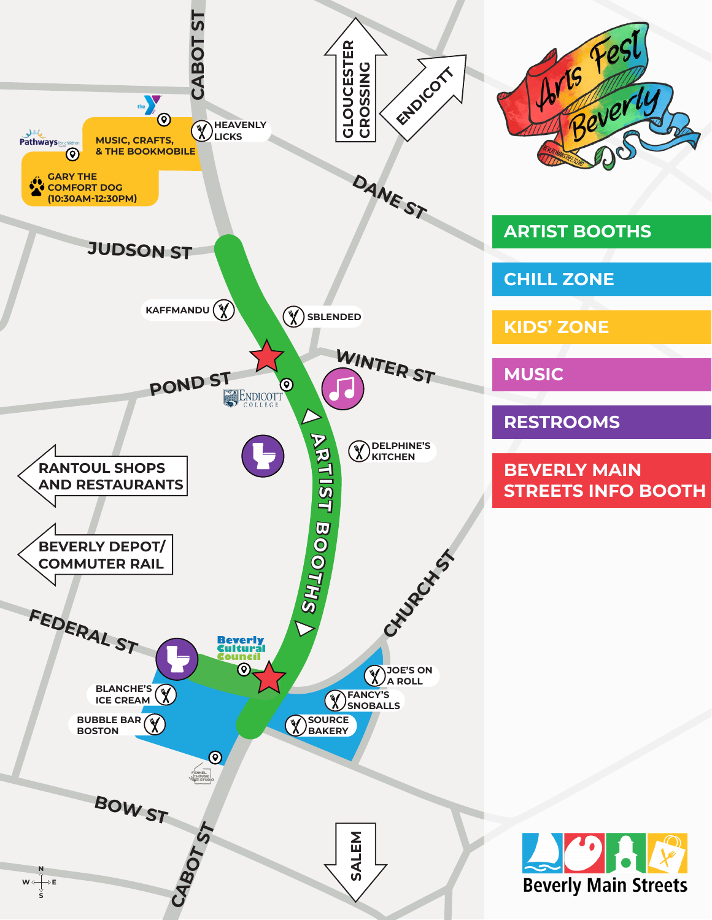# Arts Fest Beverly

BEVERLYMAINSTREETS.ORG

## Legend

- ARTIST BOOTHS
- CHILL ZONE
- KIDS' ZONE
- MUSIC
- RESTROOMS
- BEVERLY MAIN STREETS INFO BOOTH

## Map Labels

**Streets:** CABOT ST, JUDSON ST, DANE ST, WINTER ST, POND ST, CHURCH ST, FEDERAL ST, BOW ST

**Directions:**

- GLOUCESTER CROSSING
- ENDICOTT
- RANTOUL SHOPS AND RESTAURANTS
- BEVERLY DEPOT/ COMMUTER RAIL
- SALEM

**Kids' Zone:**

- MUSIC, CRAFTS, & THE BOOKMOBILE
- GARY THE COMFORT DOG (10:30AM-12:30PM)
- the Y
- Pathways for children

**Food & Drink:**

- HEAVENLY LICKS
- KAFFMANDU
- SBLENDED
- DELPHINE'S KITCHEN
- JOE'S ON A ROLL
- FANCY'S SNOBALLS
- SOURCE BAKERY
- BLANCHE'S ICE CREAM
- BUBBLE BAR BOSTON

**Other:**

- ARTIST BOOTHS
- ENDICOTT COLLEGE
- Beverly Cultural Council
- FENNEL HOUSE STUDIO

Beverly Main Streets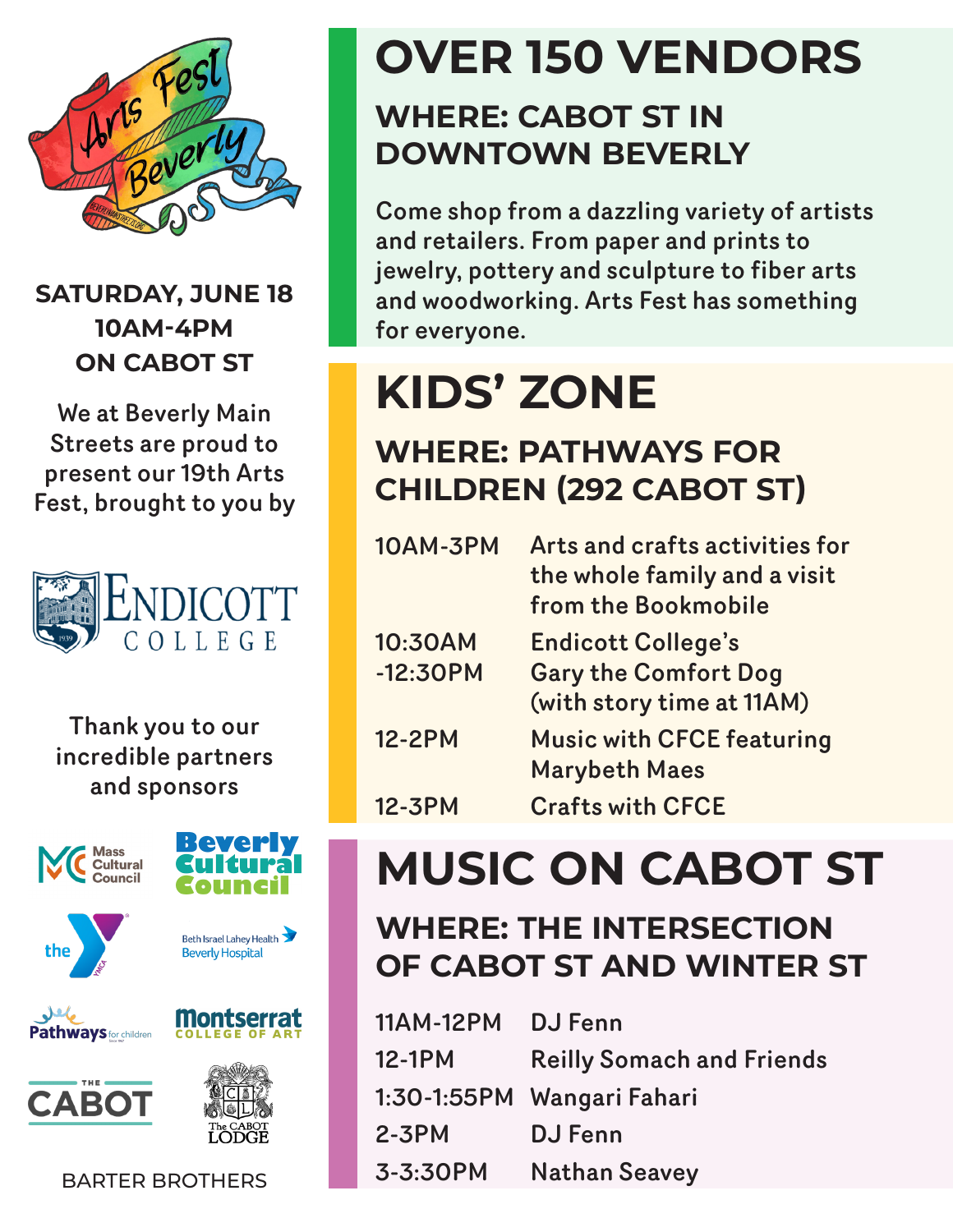Arts Fest Beverly

**SATURDAY, JUNE 18**
**10AM-4PM**
**ON CABOT ST**

We at Beverly Main Streets are proud to present our 19th Arts Fest, brought to you by

Endicott College

Thank you to our incredible partners and sponsors

Mass Cultural Council

Beverly Cultural Council

the Y

Beth Israel Lahey Health Beverly Hospital

Pathways for children

Montserrat College of Art

The Cabot

The Cabot Lodge

BARTER BROTHERS

# OVER 150 VENDORS

## WHERE: CABOT ST IN DOWNTOWN BEVERLY

Come shop from a dazzling variety of artists and retailers. From paper and prints to jewelry, pottery and sculpture to fiber arts and woodworking. Arts Fest has something for everyone.

# KIDS' ZONE

## WHERE: PATHWAYS FOR CHILDREN (292 CABOT ST)

| | |
|---|---|
| 10AM-3PM | Arts and crafts activities for the whole family and a visit from the Bookmobile |
| 10:30AM -12:30PM | Endicott College's Gary the Comfort Dog (with story time at 11AM) |
| 12-2PM | Music with CFCE featuring Marybeth Maes |
| 12-3PM | Crafts with CFCE |

# MUSIC ON CABOT ST

## WHERE: THE INTERSECTION OF CABOT ST AND WINTER ST

| | |
|---|---|
| 11AM-12PM | DJ Fenn |
| 12-1PM | Reilly Somach and Friends |
| 1:30-1:55PM | Wangari Fahari |
| 2-3PM | DJ Fenn |
| 3-3:30PM | Nathan Seavey |